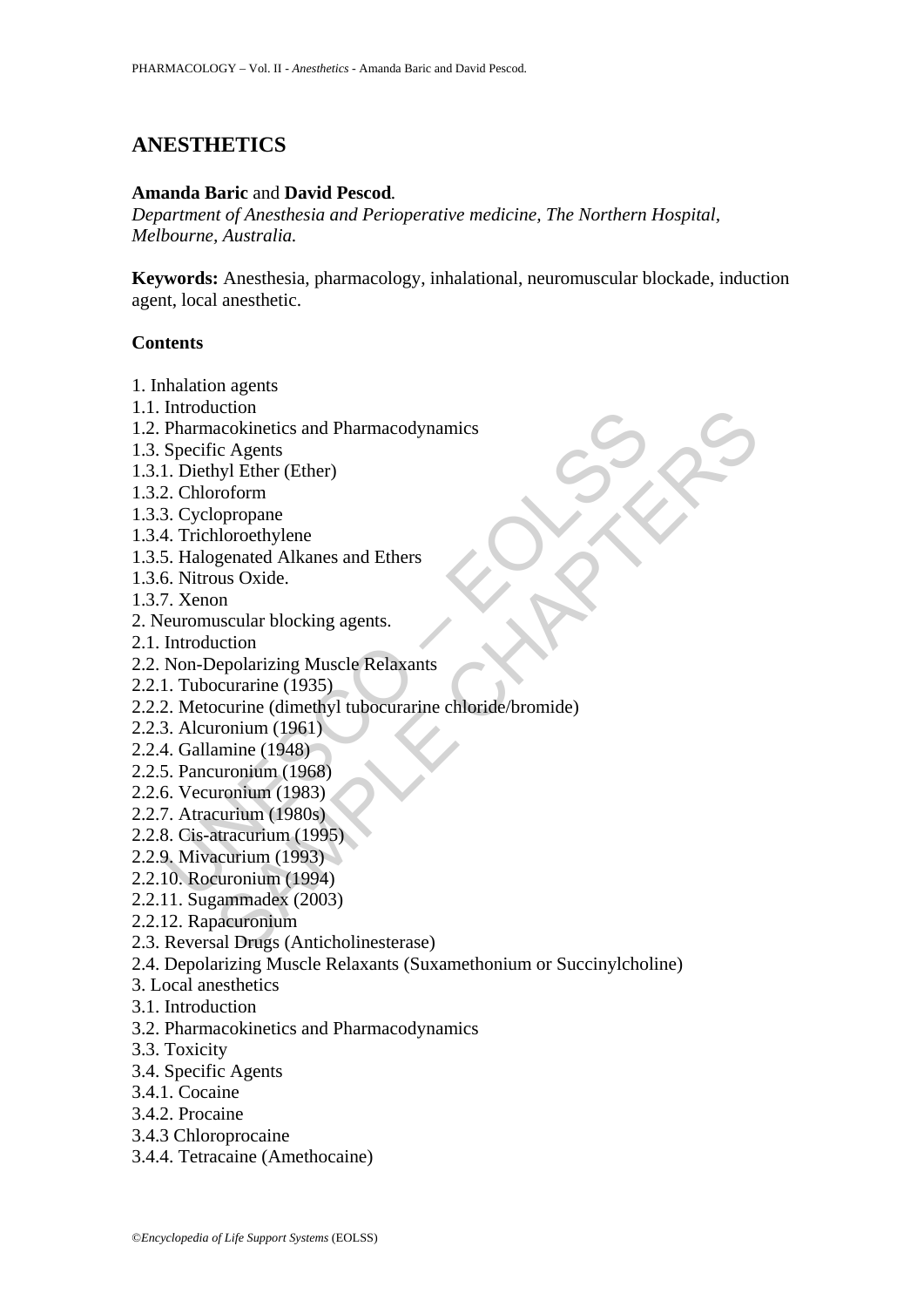# ANESTHETICS

**Amanda Baric** and **David Pescod**.

*Department of Anesthesia and Perioperative medicine, The Northern Hospital, Melbourne, Australia.*

**Keywords:** Anesthesia, pharmacology, inhalational, neuromuscular blockade, induction agent, local anesthetic.

## Contents

1. Inhalation agents
1.1. Introduction
1.2. Pharmacokinetics and Pharmacodynamics
1.3. Specific Agents
1.3.1. Diethyl Ether (Ether)
1.3.2. Chloroform
1.3.3. Cyclopropane
1.3.4. Trichloroethylene
1.3.5. Halogenated Alkanes and Ethers
1.3.6. Nitrous Oxide.
1.3.7. Xenon
2. Neuromuscular blocking agents.
2.1. Introduction
2.2. Non-Depolarizing Muscle Relaxants
2.2.1. Tubocurarine (1935)
2.2.2. Metocurine (dimethyl tubocurarine chloride/bromide)
2.2.3. Alcuronium (1961)
2.2.4. Gallamine (1948)
2.2.5. Pancuronium (1968)
2.2.6. Vecuronium (1983)
2.2.7. Atracurium (1980s)
2.2.8. Cis-atracurium (1995)
2.2.9. Mivacurium (1993)
2.2.10. Rocuronium (1994)
2.2.11. Sugammadex (2003)
2.2.12. Rapacuronium
2.3. Reversal Drugs (Anticholinesterase)
2.4. Depolarizing Muscle Relaxants (Suxamethonium or Succinylcholine)
3. Local anesthetics
3.1. Introduction
3.2. Pharmacokinetics and Pharmacodynamics
3.3. Toxicity
3.4. Specific Agents
3.4.1. Cocaine
3.4.2. Procaine
3.4.3 Chloroprocaine
3.4.4. Tetracaine (Amethocaine)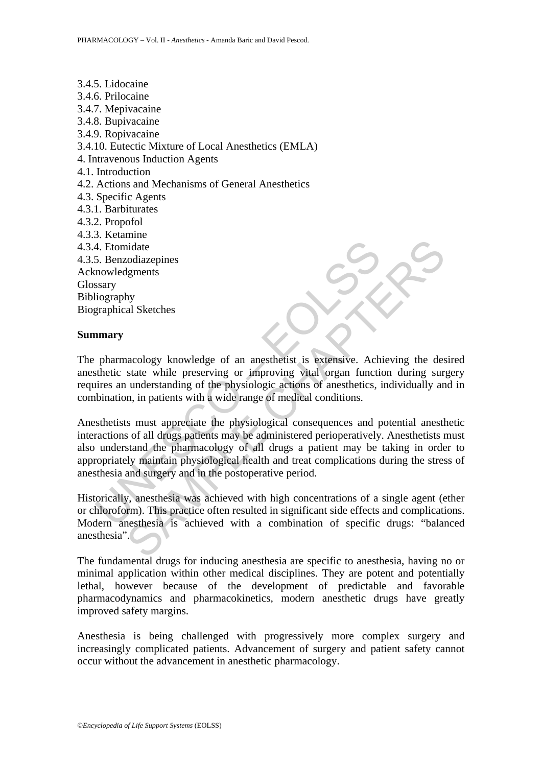3.4.5. Lidocaine
3.4.6. Prilocaine
3.4.7. Mepivacaine
3.4.8. Bupivacaine
3.4.9. Ropivacaine
3.4.10. Eutectic Mixture of Local Anesthetics (EMLA)
4. Intravenous Induction Agents
4.1. Introduction
4.2. Actions and Mechanisms of General Anesthetics
4.3. Specific Agents
4.3.1. Barbiturates
4.3.2. Propofol
4.3.3. Ketamine
4.3.4. Etomidate
4.3.5. Benzodiazepines
Acknowledgments
Glossary
Bibliography
Biographical Sketches

## Summary

The pharmacology knowledge of an anesthetist is extensive. Achieving the desired anesthetic state while preserving or improving vital organ function during surgery requires an understanding of the physiologic actions of anesthetics, individually and in combination, in patients with a wide range of medical conditions.

Anesthetists must appreciate the physiological consequences and potential anesthetic interactions of all drugs patients may be administered perioperatively. Anesthetists must also understand the pharmacology of all drugs a patient may be taking in order to appropriately maintain physiological health and treat complications during the stress of anesthesia and surgery and in the postoperative period.

Historically, anesthesia was achieved with high concentrations of a single agent (ether or chloroform). This practice often resulted in significant side effects and complications. Modern anesthesia is achieved with a combination of specific drugs: "balanced anesthesia".

The fundamental drugs for inducing anesthesia are specific to anesthesia, having no or minimal application within other medical disciplines. They are potent and potentially lethal, however because of the development of predictable and favorable pharmacodynamics and pharmacokinetics, modern anesthetic drugs have greatly improved safety margins.

Anesthesia is being challenged with progressively more complex surgery and increasingly complicated patients. Advancement of surgery and patient safety cannot occur without the advancement in anesthetic pharmacology.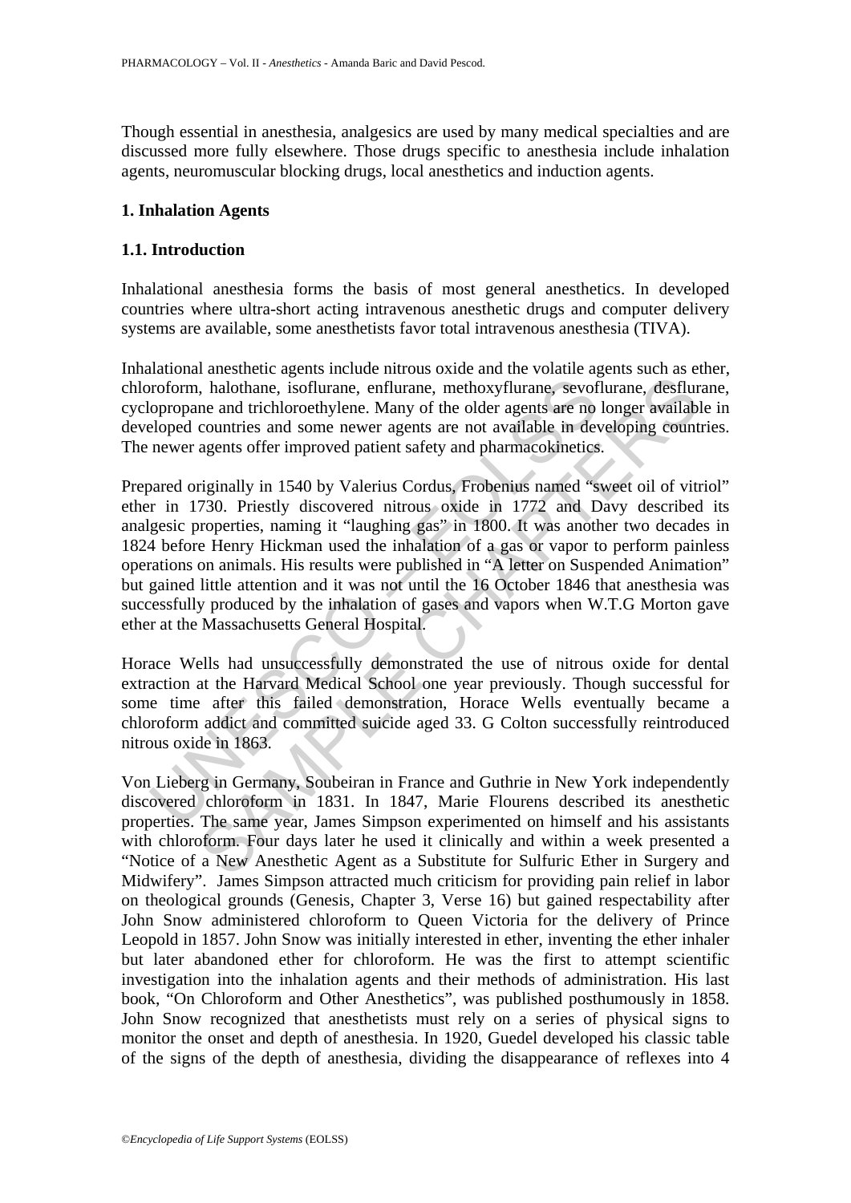Though essential in anesthesia, analgesics are used by many medical specialties and are discussed more fully elsewhere. Those drugs specific to anesthesia include inhalation agents, neuromuscular blocking drugs, local anesthetics and induction agents.

## 1. Inhalation Agents

### 1.1. Introduction

Inhalational anesthesia forms the basis of most general anesthetics. In developed countries where ultra-short acting intravenous anesthetic drugs and computer delivery systems are available, some anesthetists favor total intravenous anesthesia (TIVA).

Inhalational anesthetic agents include nitrous oxide and the volatile agents such as ether, chloroform, halothane, isoflurane, enflurane, methoxyflurane, sevoflurane, desflurane, cyclopropane and trichloroethylene. Many of the older agents are no longer available in developed countries and some newer agents are not available in developing countries. The newer agents offer improved patient safety and pharmacokinetics.

Prepared originally in 1540 by Valerius Cordus, Frobenius named "sweet oil of vitriol" ether in 1730. Priestly discovered nitrous oxide in 1772 and Davy described its analgesic properties, naming it "laughing gas" in 1800. It was another two decades in 1824 before Henry Hickman used the inhalation of a gas or vapor to perform painless operations on animals. His results were published in "A letter on Suspended Animation" but gained little attention and it was not until the 16 October 1846 that anesthesia was successfully produced by the inhalation of gases and vapors when W.T.G Morton gave ether at the Massachusetts General Hospital.

Horace Wells had unsuccessfully demonstrated the use of nitrous oxide for dental extraction at the Harvard Medical School one year previously. Though successful for some time after this failed demonstration, Horace Wells eventually became a chloroform addict and committed suicide aged 33. G Colton successfully reintroduced nitrous oxide in 1863.

Von Lieberg in Germany, Soubeiran in France and Guthrie in New York independently discovered chloroform in 1831. In 1847, Marie Flourens described its anesthetic properties. The same year, James Simpson experimented on himself and his assistants with chloroform. Four days later he used it clinically and within a week presented a "Notice of a New Anesthetic Agent as a Substitute for Sulfuric Ether in Surgery and Midwifery". James Simpson attracted much criticism for providing pain relief in labor on theological grounds (Genesis, Chapter 3, Verse 16) but gained respectability after John Snow administered chloroform to Queen Victoria for the delivery of Prince Leopold in 1857. John Snow was initially interested in ether, inventing the ether inhaler but later abandoned ether for chloroform. He was the first to attempt scientific investigation into the inhalation agents and their methods of administration. His last book, "On Chloroform and Other Anesthetics", was published posthumously in 1858. John Snow recognized that anesthetists must rely on a series of physical signs to monitor the onset and depth of anesthesia. In 1920, Guedel developed his classic table of the signs of the depth of anesthesia, dividing the disappearance of reflexes into 4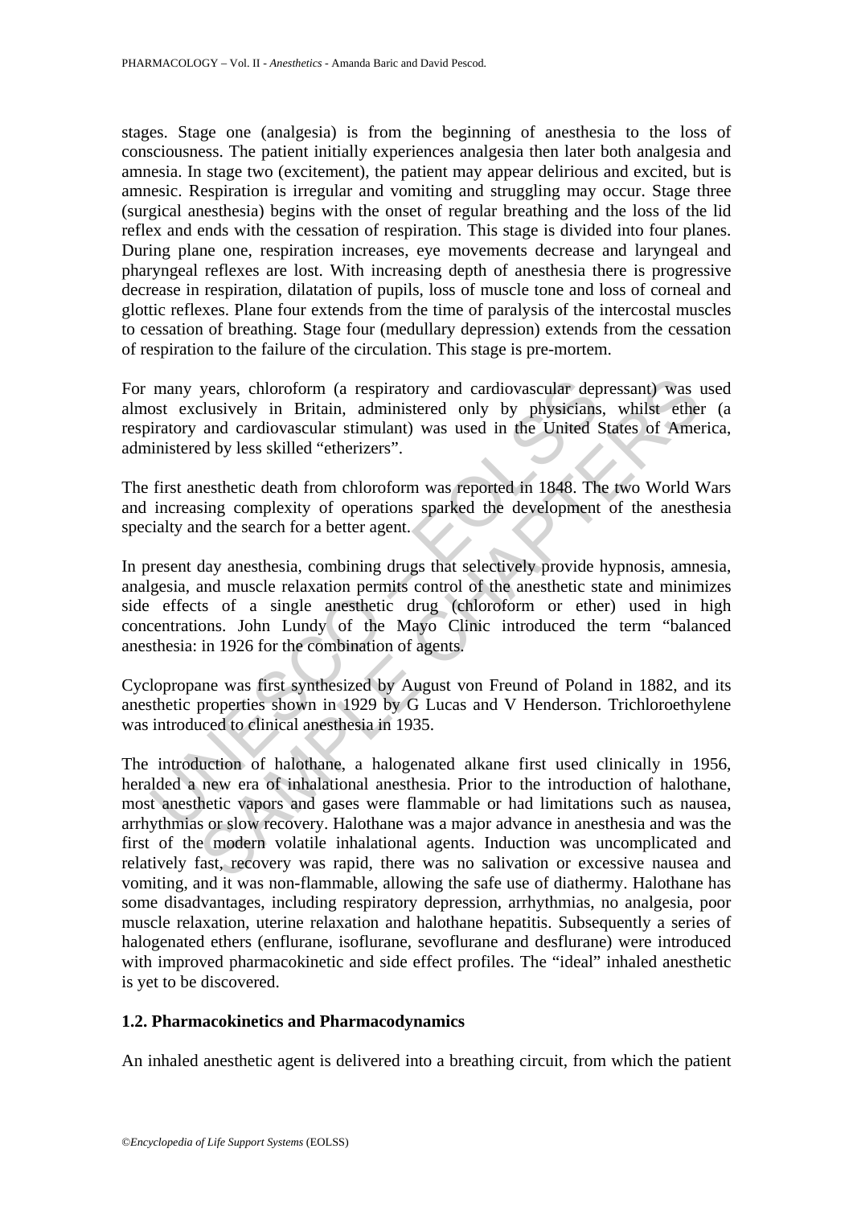stages. Stage one (analgesia) is from the beginning of anesthesia to the loss of consciousness. The patient initially experiences analgesia then later both analgesia and amnesia. In stage two (excitement), the patient may appear delirious and excited, but is amnesic. Respiration is irregular and vomiting and struggling may occur. Stage three (surgical anesthesia) begins with the onset of regular breathing and the loss of the lid reflex and ends with the cessation of respiration. This stage is divided into four planes. During plane one, respiration increases, eye movements decrease and laryngeal and pharyngeal reflexes are lost. With increasing depth of anesthesia there is progressive decrease in respiration, dilatation of pupils, loss of muscle tone and loss of corneal and glottic reflexes. Plane four extends from the time of paralysis of the intercostal muscles to cessation of breathing. Stage four (medullary depression) extends from the cessation of respiration to the failure of the circulation. This stage is pre-mortem.

For many years, chloroform (a respiratory and cardiovascular depressant) was used almost exclusively in Britain, administered only by physicians, whilst ether (a respiratory and cardiovascular stimulant) was used in the United States of America, administered by less skilled "etherizers".

The first anesthetic death from chloroform was reported in 1848. The two World Wars and increasing complexity of operations sparked the development of the anesthesia specialty and the search for a better agent.

In present day anesthesia, combining drugs that selectively provide hypnosis, amnesia, analgesia, and muscle relaxation permits control of the anesthetic state and minimizes side effects of a single anesthetic drug (chloroform or ether) used in high concentrations. John Lundy of the Mayo Clinic introduced the term "balanced anesthesia: in 1926 for the combination of agents.

Cyclopropane was first synthesized by August von Freund of Poland in 1882, and its anesthetic properties shown in 1929 by G Lucas and V Henderson. Trichloroethylene was introduced to clinical anesthesia in 1935.

The introduction of halothane, a halogenated alkane first used clinically in 1956, heralded a new era of inhalational anesthesia. Prior to the introduction of halothane, most anesthetic vapors and gases were flammable or had limitations such as nausea, arrhythmias or slow recovery. Halothane was a major advance in anesthesia and was the first of the modern volatile inhalational agents. Induction was uncomplicated and relatively fast, recovery was rapid, there was no salivation or excessive nausea and vomiting, and it was non-flammable, allowing the safe use of diathermy. Halothane has some disadvantages, including respiratory depression, arrhythmias, no analgesia, poor muscle relaxation, uterine relaxation and halothane hepatitis. Subsequently a series of halogenated ethers (enflurane, isoflurane, sevoflurane and desflurane) were introduced with improved pharmacokinetic and side effect profiles. The "ideal" inhaled anesthetic is yet to be discovered.

### 1.2. Pharmacokinetics and Pharmacodynamics

An inhaled anesthetic agent is delivered into a breathing circuit, from which the patient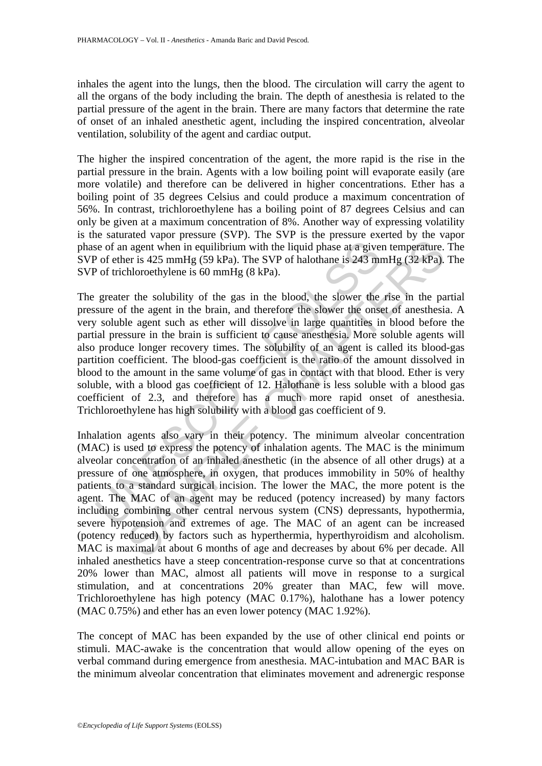inhales the agent into the lungs, then the blood. The circulation will carry the agent to all the organs of the body including the brain. The depth of anesthesia is related to the partial pressure of the agent in the brain. There are many factors that determine the rate of onset of an inhaled anesthetic agent, including the inspired concentration, alveolar ventilation, solubility of the agent and cardiac output.

The higher the inspired concentration of the agent, the more rapid is the rise in the partial pressure in the brain. Agents with a low boiling point will evaporate easily (are more volatile) and therefore can be delivered in higher concentrations. Ether has a boiling point of 35 degrees Celsius and could produce a maximum concentration of 56%. In contrast, trichloroethylene has a boiling point of 87 degrees Celsius and can only be given at a maximum concentration of 8%. Another way of expressing volatility is the saturated vapor pressure (SVP). The SVP is the pressure exerted by the vapor phase of an agent when in equilibrium with the liquid phase at a given temperature. The SVP of ether is 425 mmHg (59 kPa). The SVP of halothane is 243 mmHg (32 kPa). The SVP of trichloroethylene is 60 mmHg (8 kPa).

The greater the solubility of the gas in the blood, the slower the rise in the partial pressure of the agent in the brain, and therefore the slower the onset of anesthesia. A very soluble agent such as ether will dissolve in large quantities in blood before the partial pressure in the brain is sufficient to cause anesthesia. More soluble agents will also produce longer recovery times. The solubility of an agent is called its blood-gas partition coefficient. The blood-gas coefficient is the ratio of the amount dissolved in blood to the amount in the same volume of gas in contact with that blood. Ether is very soluble, with a blood gas coefficient of 12. Halothane is less soluble with a blood gas coefficient of 2.3, and therefore has a much more rapid onset of anesthesia. Trichloroethylene has high solubility with a blood gas coefficient of 9.

Inhalation agents also vary in their potency. The minimum alveolar concentration (MAC) is used to express the potency of inhalation agents. The MAC is the minimum alveolar concentration of an inhaled anesthetic (in the absence of all other drugs) at a pressure of one atmosphere, in oxygen, that produces immobility in 50% of healthy patients to a standard surgical incision. The lower the MAC, the more potent is the agent. The MAC of an agent may be reduced (potency increased) by many factors including combining other central nervous system (CNS) depressants, hypothermia, severe hypotension and extremes of age. The MAC of an agent can be increased (potency reduced) by factors such as hyperthermia, hyperthyroidism and alcoholism. MAC is maximal at about 6 months of age and decreases by about 6% per decade. All inhaled anesthetics have a steep concentration-response curve so that at concentrations 20% lower than MAC, almost all patients will move in response to a surgical stimulation, and at concentrations 20% greater than MAC, few will move. Trichloroethylene has high potency (MAC 0.17%), halothane has a lower potency (MAC 0.75%) and ether has an even lower potency (MAC 1.92%).

The concept of MAC has been expanded by the use of other clinical end points or stimuli. MAC-awake is the concentration that would allow opening of the eyes on verbal command during emergence from anesthesia. MAC-intubation and MAC BAR is the minimum alveolar concentration that eliminates movement and adrenergic response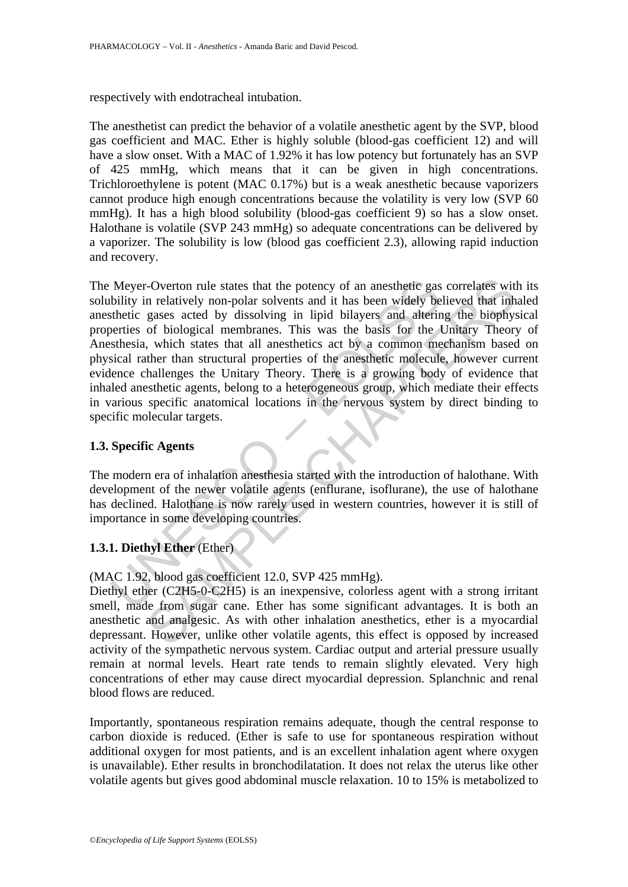respectively with endotracheal intubation.

The anesthetist can predict the behavior of a volatile anesthetic agent by the SVP, blood gas coefficient and MAC. Ether is highly soluble (blood-gas coefficient 12) and will have a slow onset. With a MAC of 1.92% it has low potency but fortunately has an SVP of 425 mmHg, which means that it can be given in high concentrations. Trichloroethylene is potent (MAC 0.17%) but is a weak anesthetic because vaporizers cannot produce high enough concentrations because the volatility is very low (SVP 60 mmHg). It has a high blood solubility (blood-gas coefficient 9) so has a slow onset. Halothane is volatile (SVP 243 mmHg) so adequate concentrations can be delivered by a vaporizer. The solubility is low (blood gas coefficient 2.3), allowing rapid induction and recovery.

The Meyer-Overton rule states that the potency of an anesthetic gas correlates with its solubility in relatively non-polar solvents and it has been widely believed that inhaled anesthetic gases acted by dissolving in lipid bilayers and altering the biophysical properties of biological membranes. This was the basis for the Unitary Theory of Anesthesia, which states that all anesthetics act by a common mechanism based on physical rather than structural properties of the anesthetic molecule, however current evidence challenges the Unitary Theory. There is a growing body of evidence that inhaled anesthetic agents, belong to a heterogeneous group, which mediate their effects in various specific anatomical locations in the nervous system by direct binding to specific molecular targets.

### 1.3. Specific Agents

The modern era of inhalation anesthesia started with the introduction of halothane. With development of the newer volatile agents (enflurane, isoflurane), the use of halothane has declined. Halothane is now rarely used in western countries, however it is still of importance in some developing countries.

#### 1.3.1. **Diethyl Ether** (Ether)

(MAC 1.92, blood gas coefficient 12.0, SVP 425 mmHg).
Diethyl ether ($C_2H_5$-0-$C_2H_5$) is an inexpensive, colorless agent with a strong irritant smell, made from sugar cane. Ether has some significant advantages. It is both an anesthetic and analgesic. As with other inhalation anesthetics, ether is a myocardial depressant. However, unlike other volatile agents, this effect is opposed by increased activity of the sympathetic nervous system. Cardiac output and arterial pressure usually remain at normal levels. Heart rate tends to remain slightly elevated. Very high concentrations of ether may cause direct myocardial depression. Splanchnic and renal blood flows are reduced.

Importantly, spontaneous respiration remains adequate, though the central response to carbon dioxide is reduced. (Ether is safe to use for spontaneous respiration without additional oxygen for most patients, and is an excellent inhalation agent where oxygen is unavailable). Ether results in bronchodilatation. It does not relax the uterus like other volatile agents but gives good abdominal muscle relaxation. 10 to 15% is metabolized to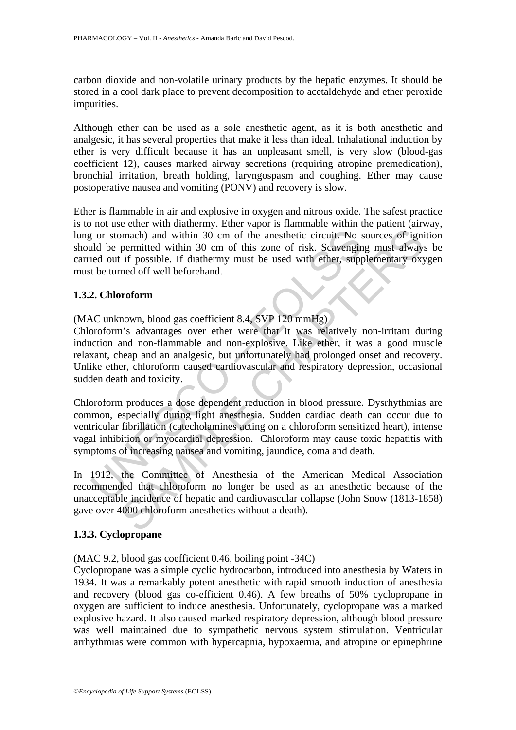carbon dioxide and non-volatile urinary products by the hepatic enzymes. It should be stored in a cool dark place to prevent decomposition to acetaldehyde and ether peroxide impurities.

Although ether can be used as a sole anesthetic agent, as it is both anesthetic and analgesic, it has several properties that make it less than ideal. Inhalational induction by ether is very difficult because it has an unpleasant smell, is very slow (blood-gas coefficient 12), causes marked airway secretions (requiring atropine premedication), bronchial irritation, breath holding, laryngospasm and coughing. Ether may cause postoperative nausea and vomiting (PONV) and recovery is slow.

Ether is flammable in air and explosive in oxygen and nitrous oxide. The safest practice is to not use ether with diathermy. Ether vapor is flammable within the patient (airway, lung or stomach) and within 30 cm of the anesthetic circuit. No sources of ignition should be permitted within 30 cm of this zone of risk. Scavenging must always be carried out if possible. If diathermy must be used with ether, supplementary oxygen must be turned off well beforehand.

### 1.3.2. Chloroform

(MAC unknown, blood gas coefficient 8.4, SVP 120 mmHg)
Chloroform's advantages over ether were that it was relatively non-irritant during induction and non-flammable and non-explosive. Like ether, it was a good muscle relaxant, cheap and an analgesic, but unfortunately had prolonged onset and recovery. Unlike ether, chloroform caused cardiovascular and respiratory depression, occasional sudden death and toxicity.

Chloroform produces a dose dependent reduction in blood pressure. Dysrhythmias are common, especially during light anesthesia. Sudden cardiac death can occur due to ventricular fibrillation (catecholamines acting on a chloroform sensitized heart), intense vagal inhibition or myocardial depression. Chloroform may cause toxic hepatitis with symptoms of increasing nausea and vomiting, jaundice, coma and death.

In 1912, the Committee of Anesthesia of the American Medical Association recommended that chloroform no longer be used as an anesthetic because of the unacceptable incidence of hepatic and cardiovascular collapse (John Snow (1813-1858) gave over 4000 chloroform anesthetics without a death).

### 1.3.3. Cyclopropane

(MAC 9.2, blood gas coefficient 0.46, boiling point -34C)
Cyclopropane was a simple cyclic hydrocarbon, introduced into anesthesia by Waters in 1934. It was a remarkably potent anesthetic with rapid smooth induction of anesthesia and recovery (blood gas co-efficient 0.46). A few breaths of 50% cyclopropane in oxygen are sufficient to induce anesthesia. Unfortunately, cyclopropane was a marked explosive hazard. It also caused marked respiratory depression, although blood pressure was well maintained due to sympathetic nervous system stimulation. Ventricular arrhythmias were common with hypercapnia, hypoxaemia, and atropine or epinephrine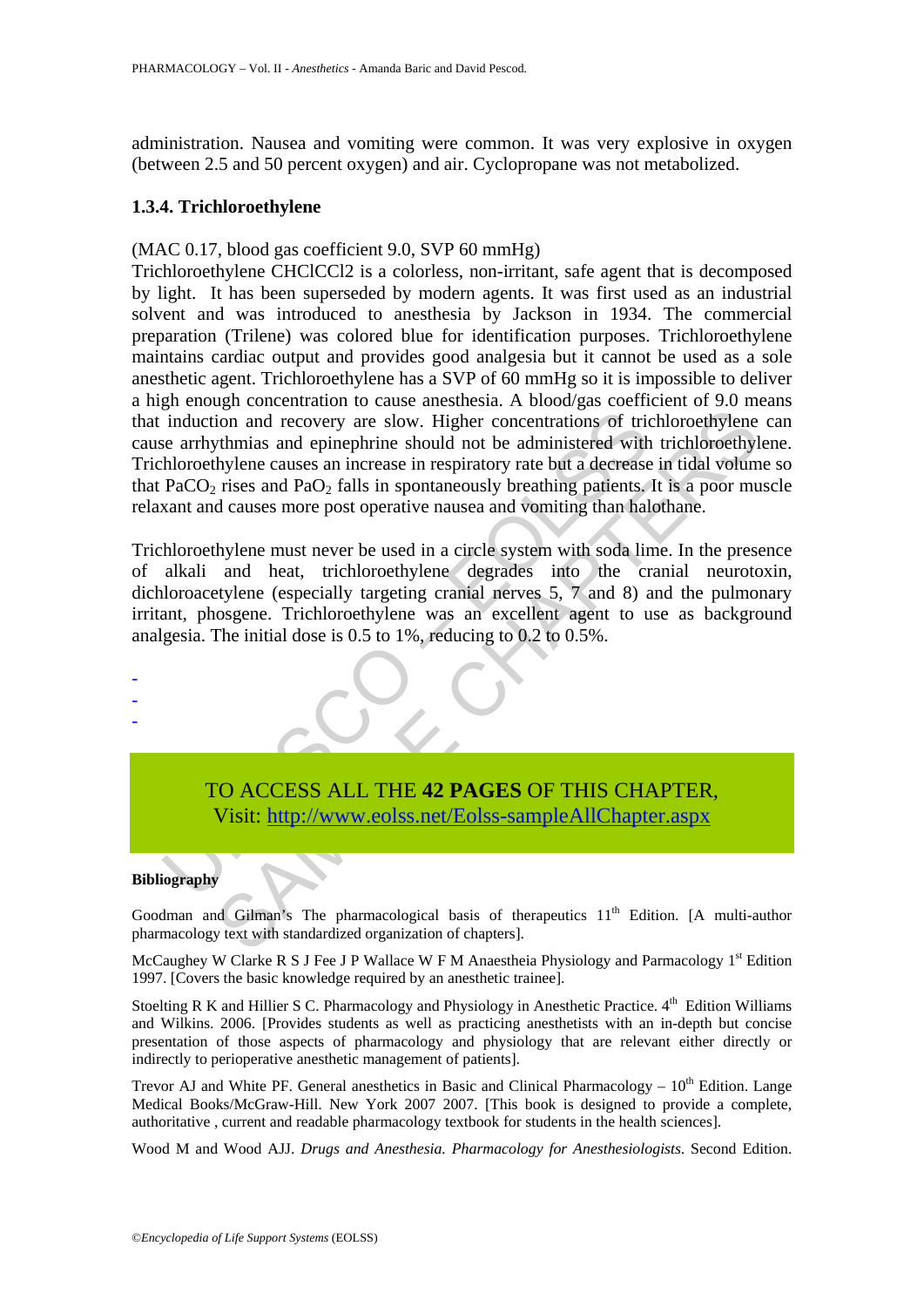administration. Nausea and vomiting were common. It was very explosive in oxygen (between 2.5 and 50 percent oxygen) and air. Cyclopropane was not metabolized.

### 1.3.4. Trichloroethylene

(MAC 0.17, blood gas coefficient 9.0, SVP 60 mmHg)

Trichloroethylene CHClCCl2 is a colorless, non-irritant, safe agent that is decomposed by light. It has been superseded by modern agents. It was first used as an industrial solvent and was introduced to anesthesia by Jackson in 1934. The commercial preparation (Trilene) was colored blue for identification purposes. Trichloroethylene maintains cardiac output and provides good analgesia but it cannot be used as a sole anesthetic agent. Trichloroethylene has a SVP of 60 mmHg so it is impossible to deliver a high enough concentration to cause anesthesia. A blood/gas coefficient of 9.0 means that induction and recovery are slow. Higher concentrations of trichloroethylene can cause arrhythmias and epinephrine should not be administered with trichloroethylene. Trichloroethylene causes an increase in respiratory rate but a decrease in tidal volume so that $PaCO_2$ rises and $PaO_2$ falls in spontaneously breathing patients. It is a poor muscle relaxant and causes more post operative nausea and vomiting than halothane.

Trichloroethylene must never be used in a circle system with soda lime. In the presence of alkali and heat, trichloroethylene degrades into the cranial neurotoxin, dichloroacetylene (especially targeting cranial nerves 5, 7 and 8) and the pulmonary irritant, phosgene. Trichloroethylene was an excellent agent to use as background analgesia. The initial dose is 0.5 to 1%, reducing to 0.2 to 0.5%.

-
-
-

TO ACCESS ALL THE **42 PAGES** OF THIS CHAPTER,
Visit: http://www.eolss.net/Eolss-sampleAllChapter.aspx

**Bibliography**

Goodman and Gilman's The pharmacological basis of therapeutics 11th Edition. [A multi-author pharmacology text with standardized organization of chapters].

McCaughey W Clarke R S J Fee J P Wallace W F M Anaestheia Physiology and Parmacology 1st Edition 1997. [Covers the basic knowledge required by an anesthetic trainee].

Stoelting R K and Hillier S C. Pharmacology and Physiology in Anesthetic Practice. 4th Edition Williams and Wilkins. 2006. [Provides students as well as practicing anesthetists with an in-depth but concise presentation of those aspects of pharmacology and physiology that are relevant either directly or indirectly to perioperative anesthetic management of patients].

Trevor AJ and White PF. General anesthetics in Basic and Clinical Pharmacology – 10th Edition. Lange Medical Books/McGraw-Hill. New York 2007 2007. [This book is designed to provide a complete, authoritative , current and readable pharmacology textbook for students in the health sciences].

Wood M and Wood AJJ. *Drugs and Anesthesia. Pharmacology for Anesthesiologists.* Second Edition.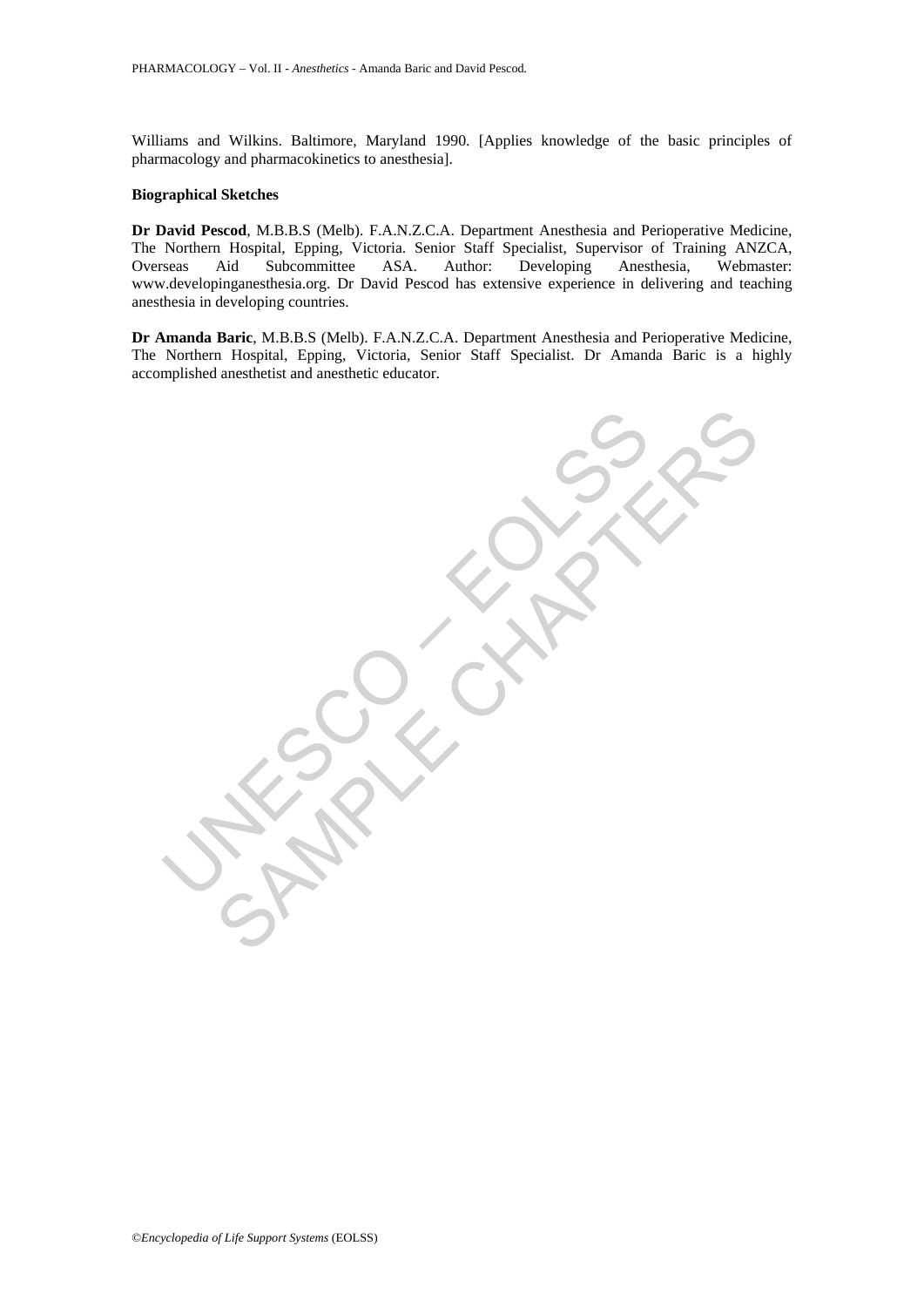Williams and Wilkins. Baltimore, Maryland 1990. [Applies knowledge of the basic principles of pharmacology and pharmacokinetics to anesthesia].

**Biographical Sketches**

**Dr David Pescod**, M.B.B.S (Melb). F.A.N.Z.C.A. Department Anesthesia and Perioperative Medicine, The Northern Hospital, Epping, Victoria. Senior Staff Specialist, Supervisor of Training ANZCA, Overseas Aid Subcommittee ASA. Author: Developing Anesthesia, Webmaster: www.developinganesthesia.org. Dr David Pescod has extensive experience in delivering and teaching anesthesia in developing countries.

**Dr Amanda Baric**, M.B.B.S (Melb). F.A.N.Z.C.A. Department Anesthesia and Perioperative Medicine, The Northern Hospital, Epping, Victoria, Senior Staff Specialist. Dr Amanda Baric is a highly accomplished anesthetist and anesthetic educator.